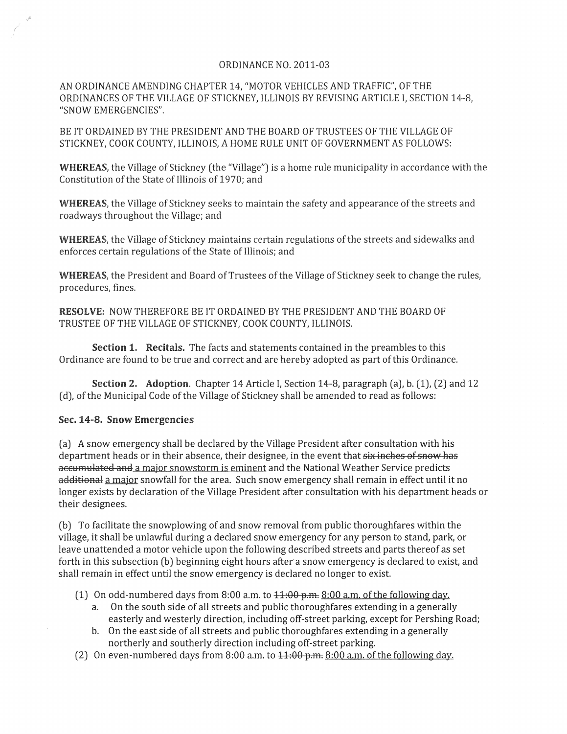ORDINANCE NO. 2011-03

AN ORDINANCE AMENDING CHAPTER 14, "MOTOR VEHICLES AND TRAFFIC", OF THE ORDINANCES OF THE VILLAGE OF STICKNEY, ILLINOIS BY REVISING ARTICLE I, SECTION 14-8, "SNOW EMERGENCIES".

BE IT ORDAINED BY THE PRESIDENT AND THE BOARD OF TRUSTEES OF THE VILLAGE OF STICKNEY, COOK COUNTY, ILLINOIS, A HOME RULE UNIT OF GOVERNMENT AS FOLLOWS:

**WHEREAS**, the Village of Stickney (the "Village") is a home rule municipality in accordance with the Constitution of the State of Illinois of 1970; and

**WHEREAS**, the Village of Stickney seeks to maintain the safety and appearance of the streets and roadways throughout the Village; and

**WHEREAS**, the Village of Stickney maintains certain regulations of the streets and sidewalks and enforces certain regulations of the State of Illinois; and

**WHEREAS**, the President and Board of Trustees of the Village of Stickney seek to change the rules, procedures, fines.

**RESOLVE:** NOW THEREFORE BE IT ORDAINED BY THE PRESIDENT AND THE BOARD OF TRUSTEE OF THE VILLAGE OF STICKNEY, COOK COUNTY, ILLINOIS.

**Section 1. Recitals.** The facts and statements contained in the preambles to this Ordinance are found to be true and correct and are hereby adopted as part of this Ordinance.

**Section 2. Adoption**. Chapter 14 Article I, Section 14-8, paragraph (a), b. (1), (2) and 12 (d), of the Municipal Code of the Village of Stickney shall be amended to read as follows:

**Sec. 14-8. Snow Emergencies**

(a) A snow emergency shall be declared by the Village President after consultation with his department heads or in their absence, their designee, in the event that ~~six inches of snow has accumulated and~~ a major snowstorm is eminent and the National Weather Service predicts ~~additional~~ a major snowfall for the area. Such snow emergency shall remain in effect until it no longer exists by declaration of the Village President after consultation with his department heads or their designees.

(b) To facilitate the snowplowing of and snow removal from public thoroughfares within the village, it shall be unlawful during a declared snow emergency for any person to stand, park, or leave unattended a motor vehicle upon the following described streets and parts thereof as set forth in this subsection (b) beginning eight hours after a snow emergency is declared to exist, and shall remain in effect until the snow emergency is declared no longer to exist.

(1) On odd-numbered days from 8:00 a.m. to ~~11:00 p.m.~~ 8:00 a.m. of the following day.
   a. On the south side of all streets and public thoroughfares extending in a generally easterly and westerly direction, including off-street parking, except for Pershing Road;
   b. On the east side of all streets and public thoroughfares extending in a generally northerly and southerly direction including off-street parking.

(2) On even-numbered days from 8:00 a.m. to ~~11:00 p.m.~~ 8:00 a.m. of the following day.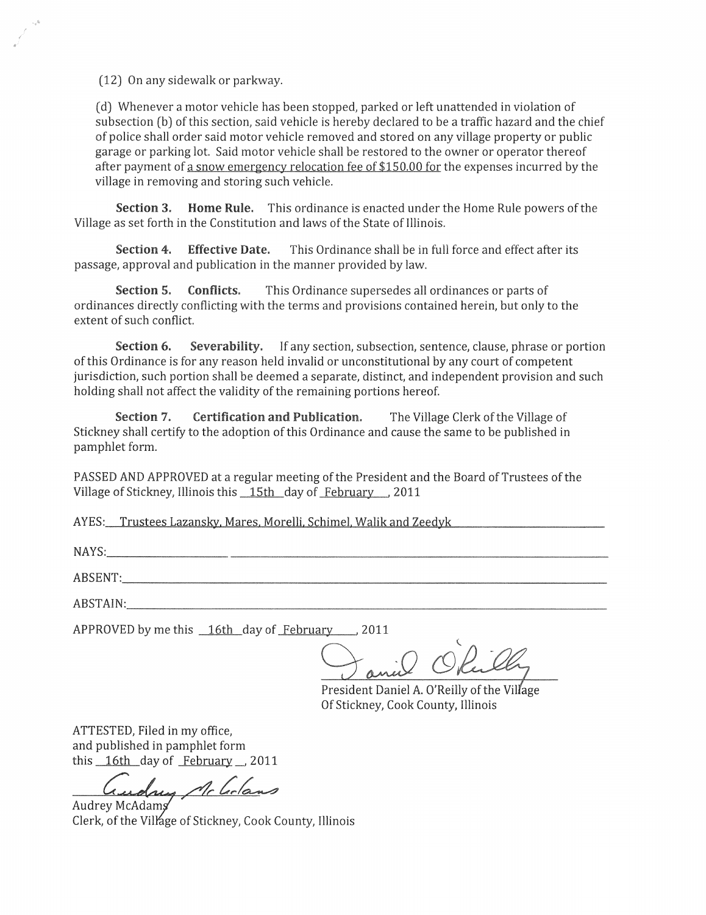(12) On any sidewalk or parkway.

(d) Whenever a motor vehicle has been stopped, parked or left unattended in violation of subsection (b) of this section, said vehicle is hereby declared to be a traffic hazard and the chief of police shall order said motor vehicle removed and stored on any village property or public garage or parking lot. Said motor vehicle shall be restored to the owner or operator thereof after payment of a snow emergency relocation fee of $150.00 for the expenses incurred by the village in removing and storing such vehicle.

**Section 3. Home Rule.** This ordinance is enacted under the Home Rule powers of the Village as set forth in the Constitution and laws of the State of Illinois.

**Section 4. Effective Date.** This Ordinance shall be in full force and effect after its passage, approval and publication in the manner provided by law.

**Section 5. Conflicts.** This Ordinance supersedes all ordinances or parts of ordinances directly conflicting with the terms and provisions contained herein, but only to the extent of such conflict.

**Section 6. Severability.** If any section, subsection, sentence, clause, phrase or portion of this Ordinance is for any reason held invalid or unconstitutional by any court of competent jurisdiction, such portion shall be deemed a separate, distinct, and independent provision and such holding shall not affect the validity of the remaining portions hereof.

**Section 7. Certification and Publication.** The Village Clerk of the Village of Stickney shall certify to the adoption of this Ordinance and cause the same to be published in pamphlet form.

PASSED AND APPROVED at a regular meeting of the President and the Board of Trustees of the Village of Stickney, Illinois this 15th day of February, 2011

AYES: Trustees Lazansky, Mares, Morelli, Schimel, Walik and Zeedyk

NAYS: \_\_\_\_\_\_\_\_\_\_

ABSENT: \_\_\_\_\_\_\_\_\_\_

ABSTAIN: \_\_\_\_\_\_\_\_\_\_

APPROVED by me this 16th day of February, 2011

Daniel O'Reilly

President Daniel A. O'Reilly of the Village
Of Stickney, Cook County, Illinois

ATTESTED, Filed in my office,
and published in pamphlet form
this 16th day of February, 2011

Audrey McAdams

Audrey McAdams
Clerk, of the Village of Stickney, Cook County, Illinois